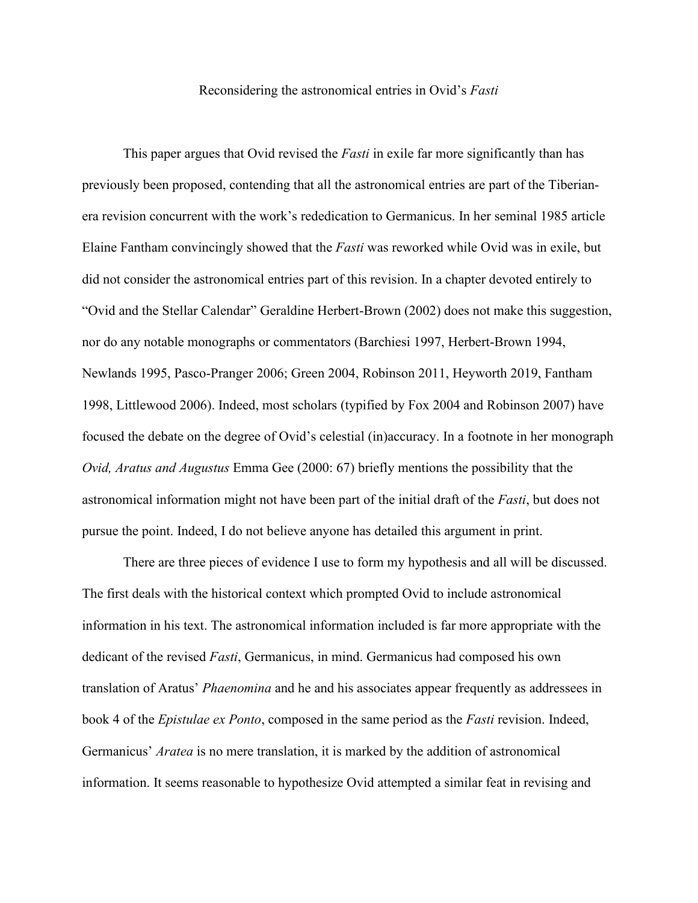# Reconsidering the astronomical entries in Ovid's *Fasti*

This paper argues that Ovid revised the *Fasti* in exile far more significantly than has previously been proposed, contending that all the astronomical entries are part of the Tiberian-era revision concurrent with the work's rededication to Germanicus. In her seminal 1985 article Elaine Fantham convincingly showed that the *Fasti* was reworked while Ovid was in exile, but did not consider the astronomical entries part of this revision. In a chapter devoted entirely to "Ovid and the Stellar Calendar" Geraldine Herbert-Brown (2002) does not make this suggestion, nor do any notable monographs or commentators (Barchiesi 1997, Herbert-Brown 1994, Newlands 1995, Pasco-Pranger 2006; Green 2004, Robinson 2011, Heyworth 2019, Fantham 1998, Littlewood 2006). Indeed, most scholars (typified by Fox 2004 and Robinson 2007) have focused the debate on the degree of Ovid's celestial (in)accuracy. In a footnote in her monograph *Ovid, Aratus and Augustus* Emma Gee (2000: 67) briefly mentions the possibility that the astronomical information might not have been part of the initial draft of the *Fasti*, but does not pursue the point. Indeed, I do not believe anyone has detailed this argument in print.

There are three pieces of evidence I use to form my hypothesis and all will be discussed. The first deals with the historical context which prompted Ovid to include astronomical information in his text. The astronomical information included is far more appropriate with the dedicant of the revised *Fasti*, Germanicus, in mind. Germanicus had composed his own translation of Aratus' *Phaenomina* and he and his associates appear frequently as addressees in book 4 of the *Epistulae ex Ponto*, composed in the same period as the *Fasti* revision. Indeed, Germanicus' *Aratea* is no mere translation, it is marked by the addition of astronomical information. It seems reasonable to hypothesize Ovid attempted a similar feat in revising and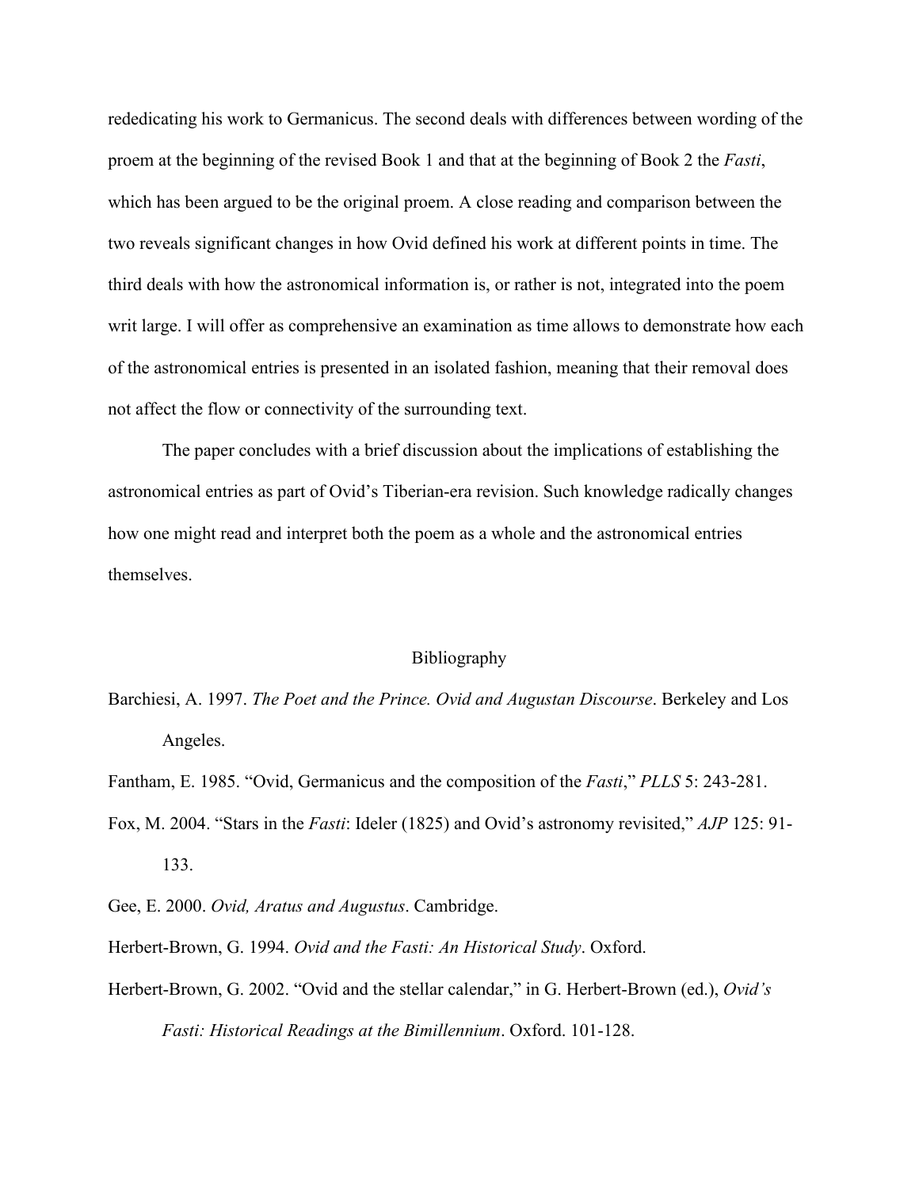rededicating his work to Germanicus. The second deals with differences between wording of the proem at the beginning of the revised Book 1 and that at the beginning of Book 2 the *Fasti*, which has been argued to be the original proem. A close reading and comparison between the two reveals significant changes in how Ovid defined his work at different points in time. The third deals with how the astronomical information is, or rather is not, integrated into the poem writ large. I will offer as comprehensive an examination as time allows to demonstrate how each of the astronomical entries is presented in an isolated fashion, meaning that their removal does not affect the flow or connectivity of the surrounding text.

The paper concludes with a brief discussion about the implications of establishing the astronomical entries as part of Ovid's Tiberian-era revision. Such knowledge radically changes how one might read and interpret both the poem as a whole and the astronomical entries themselves.

## Bibliography

Barchiesi, A. 1997. *The Poet and the Prince. Ovid and Augustan Discourse*. Berkeley and Los Angeles.

Fantham, E. 1985. "Ovid, Germanicus and the composition of the *Fasti*," *PLLS* 5: 243-281.

Fox, M. 2004. "Stars in the *Fasti*: Ideler (1825) and Ovid's astronomy revisited," *AJP* 125: 91-133.

Gee, E. 2000. *Ovid, Aratus and Augustus*. Cambridge.

Herbert-Brown, G. 1994. *Ovid and the Fasti: An Historical Study*. Oxford.

Herbert-Brown, G. 2002. "Ovid and the stellar calendar," in G. Herbert-Brown (ed.), *Ovid's Fasti: Historical Readings at the Bimillennium*. Oxford. 101-128.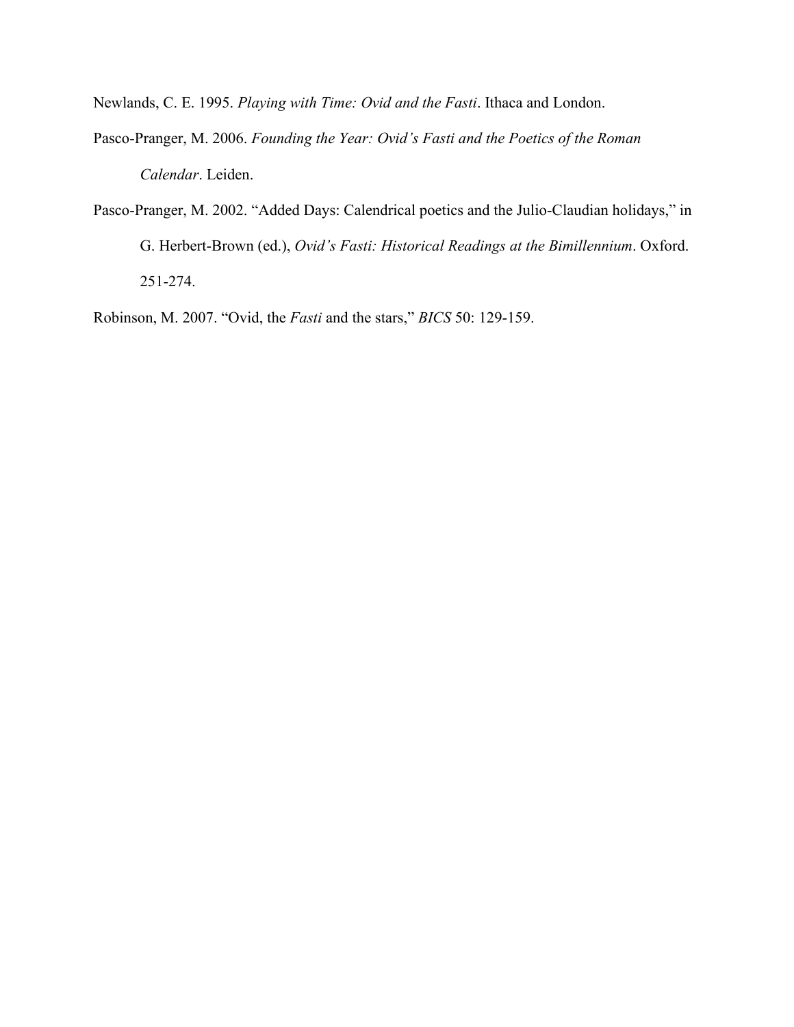Newlands, C. E. 1995. *Playing with Time: Ovid and the Fasti*. Ithaca and London.

Pasco-Pranger, M. 2006. *Founding the Year: Ovid's Fasti and the Poetics of the Roman Calendar*. Leiden.

Pasco-Pranger, M. 2002. "Added Days: Calendrical poetics and the Julio-Claudian holidays," in G. Herbert-Brown (ed.), *Ovid's Fasti: Historical Readings at the Bimillennium*. Oxford. 251-274.

Robinson, M. 2007. "Ovid, the *Fasti* and the stars," *BICS* 50: 129-159.